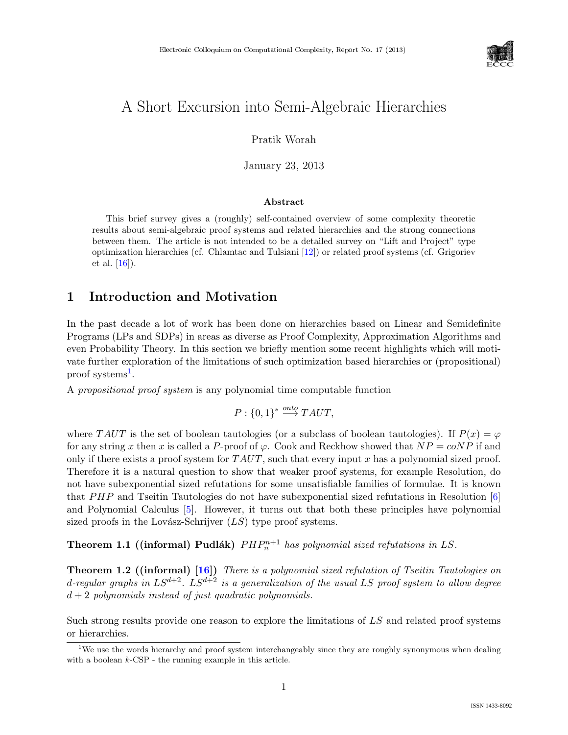# A Short Excursion into Semi-Algebraic Hierarchies

Pratik Worah

January 23, 2013

### Abstract

This brief survey gives a (roughly) self-contained overview of some complexity theoretic results about semi-algebraic proof systems and related hierarchies and the strong connections between them. The article is not intended to be a detailed survey on "Lift and Project" type optimization hierarchies (cf. Chlamtac and Tulsiani [12]) or related proof systems (cf. Grigoriev et al. [16]).

## 1 Introduction and Motivation

In the past decade a lot of work has been done on hierarchies based on Linear and Semidefinite Programs (LPs and SDPs) in areas as diverse as Proof Complexity, Approximation Algorithms and even Probability Theory. In this section we briefly mention some recent highlights which will motivate further exploration of the limitations of such optimization based hierarchies or (propositional) proof systems[1].

A *propositional proof system* is any polynomial time computable function

$$P : \{0,1\}^* \xrightarrow{onto} TAUT,$$

where $TAUT$ is the set of boolean tautologies (or a subclass of boolean tautologies). If $P(x) = \varphi$ for any string $x$ then $x$ is called a $P$-proof of $\varphi$. Cook and Reckhow showed that $NP = coNP$ if and only if there exists a proof system for $TAUT$, such that every input $x$ has a polynomial sized proof. Therefore it is a natural question to show that weaker proof systems, for example Resolution, do not have subexponential sized refutations for some unsatisfiable families of formulae. It is known that $PHP$ and Tseitin Tautologies do not have subexponential sized refutations in Resolution [6] and Polynomial Calculus [5]. However, it turns out that both these principles have polynomial sized proofs in the Lovász-Schrijver ($LS$) type proof systems.

**Theorem 1.1 ((informal) Pudlák)** *$PHP_n^{n+1}$ has polynomial sized refutations in $LS$.*

**Theorem 1.2 ((informal) [16])** *There is a polynomial sized refutation of Tseitin Tautologies on $d$-regular graphs in $LS^{d+2}$. $LS^{d+2}$ is a generalization of the usual $LS$ proof system to allow degree $d+2$ polynomials instead of just quadratic polynomials.*

Such strong results provide one reason to explore the limitations of $LS$ and related proof systems or hierarchies.

[1] We use the words hierarchy and proof system interchangeably since they are roughly synonymous when dealing with a boolean $k$-CSP - the running example in this article.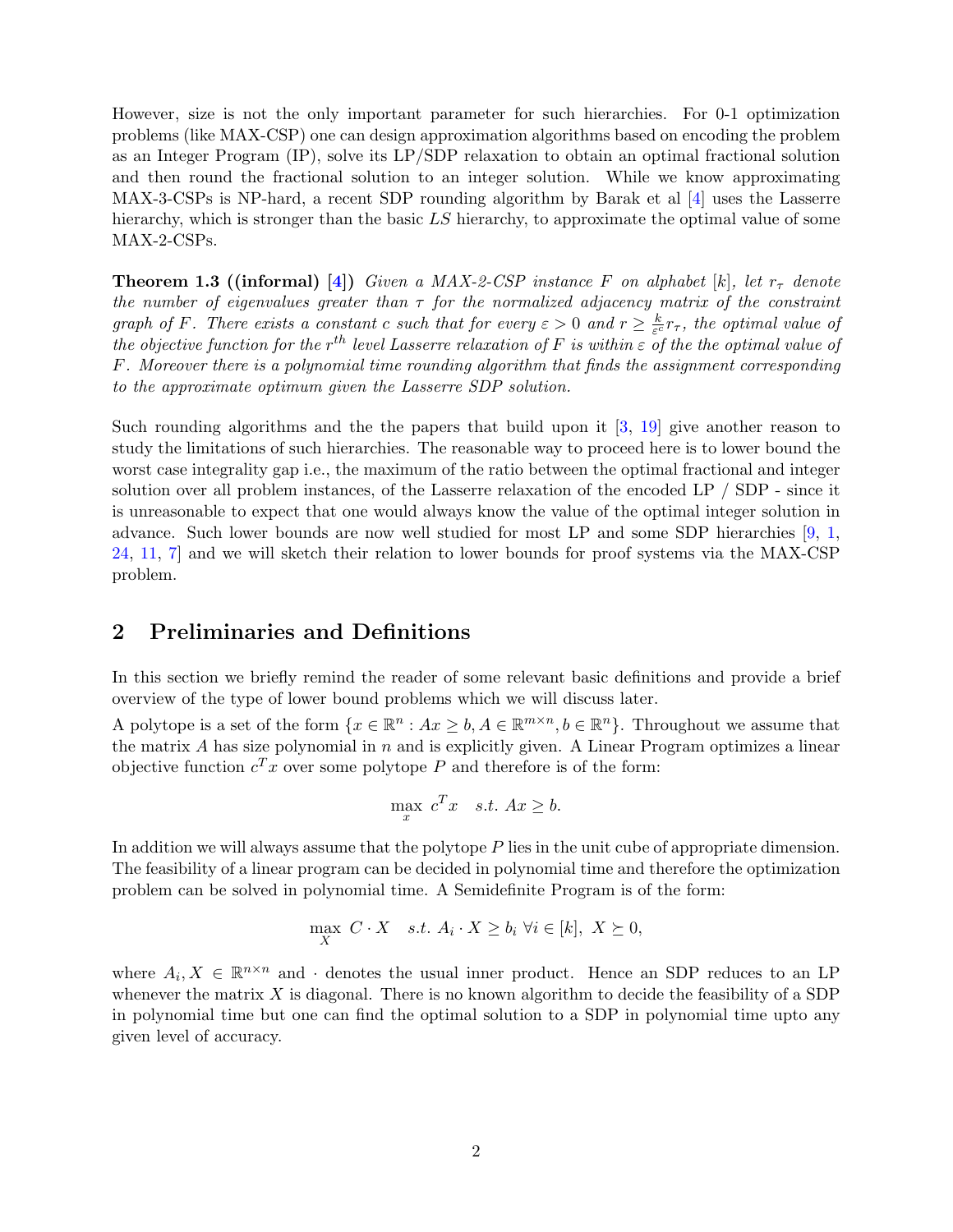However, size is not the only important parameter for such hierarchies. For 0-1 optimization problems (like MAX-CSP) one can design approximation algorithms based on encoding the problem as an Integer Program (IP), solve its LP/SDP relaxation to obtain an optimal fractional solution and then round the fractional solution to an integer solution. While we know approximating MAX-3-CSPs is NP-hard, a recent SDP rounding algorithm by Barak et al [4] uses the Lasserre hierarchy, which is stronger than the basic $LS$ hierarchy, to approximate the optimal value of some MAX-2-CSPs.

**Theorem 1.3 ((informal) [4])** *Given a MAX-2-CSP instance $F$ on alphabet $[k]$, let $r_\tau$ denote the number of eigenvalues greater than $\tau$ for the normalized adjacency matrix of the constraint graph of $F$. There exists a constant $c$ such that for every $\varepsilon > 0$ and $r \geq \frac{k}{\varepsilon^c} r_\tau$, the optimal value of the objective function for the $r^{th}$ level Lasserre relaxation of $F$ is within $\varepsilon$ of the the optimal value of $F$. Moreover there is a polynomial time rounding algorithm that finds the assignment corresponding to the approximate optimum given the Lasserre SDP solution.*

Such rounding algorithms and the the papers that build upon it [3, 19] give another reason to study the limitations of such hierarchies. The reasonable way to proceed here is to lower bound the worst case integrality gap i.e., the maximum of the ratio between the optimal fractional and integer solution over all problem instances, of the Lasserre relaxation of the encoded LP / SDP - since it is unreasonable to expect that one would always know the value of the optimal integer solution in advance. Such lower bounds are now well studied for most LP and some SDP hierarchies [9, 1, 24, 11, 7] and we will sketch their relation to lower bounds for proof systems via the MAX-CSP problem.

## 2 Preliminaries and Definitions

In this section we briefly remind the reader of some relevant basic definitions and provide a brief overview of the type of lower bound problems which we will discuss later.

A polytope is a set of the form $\{x \in \mathbb{R}^n : Ax \geq b, A \in \mathbb{R}^{m \times n}, b \in \mathbb{R}^n\}$. Throughout we assume that the matrix $A$ has size polynomial in $n$ and is explicitly given. A Linear Program optimizes a linear objective function $c^T x$ over some polytope $P$ and therefore is of the form:

$$\max_x \; c^T x \quad s.t. \; Ax \geq b.$$

In addition we will always assume that the polytope $P$ lies in the unit cube of appropriate dimension. The feasibility of a linear program can be decided in polynomial time and therefore the optimization problem can be solved in polynomial time. A Semidefinite Program is of the form:

$$\max_X \; C \cdot X \quad s.t. \; A_i \cdot X \geq b_i \; \forall i \in [k], \; X \succeq 0,$$

where $A_i, X \in \mathbb{R}^{n \times n}$ and $\cdot$ denotes the usual inner product. Hence an SDP reduces to an LP whenever the matrix $X$ is diagonal. There is no known algorithm to decide the feasibility of a SDP in polynomial time but one can find the optimal solution to a SDP in polynomial time upto any given level of accuracy.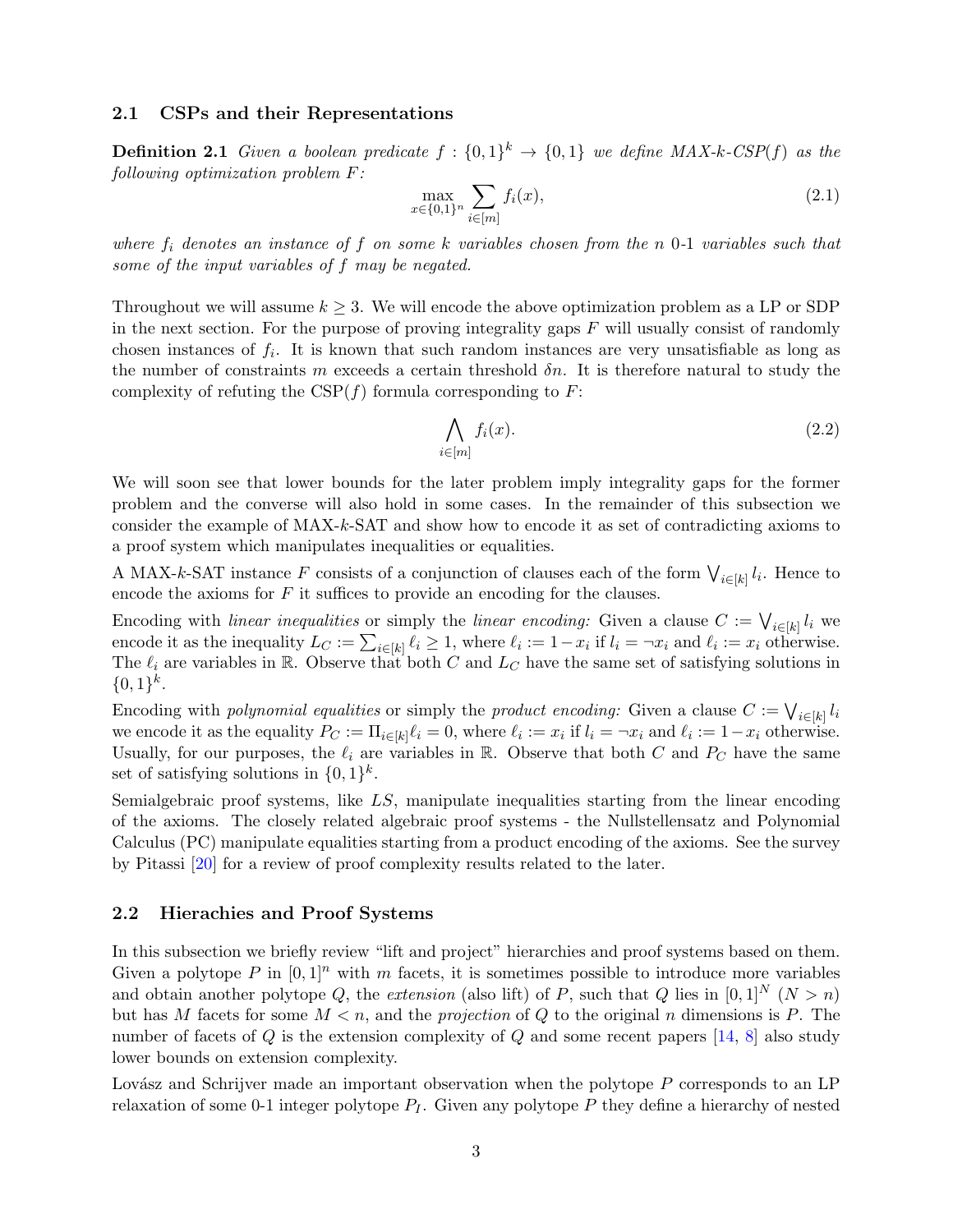### 2.1 CSPs and their Representations

**Definition 2.1** *Given a boolean predicate $f : \{0,1\}^k \rightarrow \{0,1\}$ we define MAX-k-CSP($f$) as the following optimization problem $F$:*

$$\max_{x \in \{0,1\}^n} \sum_{i \in [m]} f_i(x), \tag{2.1}$$

*where $f_i$ denotes an instance of $f$ on some $k$ variables chosen from the $n$ 0-1 variables such that some of the input variables of $f$ may be negated.*

Throughout we will assume $k \geq 3$. We will encode the above optimization problem as a LP or SDP in the next section. For the purpose of proving integrality gaps $F$ will usually consist of randomly chosen instances of $f_i$. It is known that such random instances are very unsatisfiable as long as the number of constraints $m$ exceeds a certain threshold $\delta n$. It is therefore natural to study the complexity of refuting the CSP($f$) formula corresponding to $F$:

$$\bigwedge_{i \in [m]} f_i(x). \tag{2.2}$$

We will soon see that lower bounds for the later problem imply integrality gaps for the former problem and the converse will also hold in some cases. In the remainder of this subsection we consider the example of MAX-$k$-SAT and show how to encode it as set of contradicting axioms to a proof system which manipulates inequalities or equalities.

A MAX-$k$-SAT instance $F$ consists of a conjunction of clauses each of the form $\bigvee_{i \in [k]} l_i$. Hence to encode the axioms for $F$ it suffices to provide an encoding for the clauses.

Encoding with *linear inequalities* or simply the *linear encoding:* Given a clause $C := \bigvee_{i \in [k]} l_i$ we encode it as the inequality $L_C := \sum_{i \in [k]} \ell_i \geq 1$, where $\ell_i := 1 - x_i$ if $l_i = \neg x_i$ and $\ell_i := x_i$ otherwise. The $\ell_i$ are variables in $\mathbb{R}$. Observe that both $C$ and $L_C$ have the same set of satisfying solutions in $\{0,1\}^k$.

Encoding with *polynomial equalities* or simply the *product encoding:* Given a clause $C := \bigvee_{i \in [k]} l_i$ we encode it as the equality $P_C := \Pi_{i \in [k]} \ell_i = 0$, where $\ell_i := x_i$ if $l_i = \neg x_i$ and $\ell_i := 1 - x_i$ otherwise. Usually, for our purposes, the $\ell_i$ are variables in $\mathbb{R}$. Observe that both $C$ and $P_C$ have the same set of satisfying solutions in $\{0,1\}^k$.

Semialgebraic proof systems, like *LS*, manipulate inequalities starting from the linear encoding of the axioms. The closely related algebraic proof systems - the Nullstellensatz and Polynomial Calculus (PC) manipulate equalities starting from a product encoding of the axioms. See the survey by Pitassi [20] for a review of proof complexity results related to the later.

### 2.2 Hierachies and Proof Systems

In this subsection we briefly review "lift and project" hierarchies and proof systems based on them. Given a polytope $P$ in $[0,1]^n$ with $m$ facets, it is sometimes possible to introduce more variables and obtain another polytope $Q$, the *extension* (also lift) of $P$, such that $Q$ lies in $[0,1]^N$ ($N > n$) but has $M$ facets for some $M < n$, and the *projection* of $Q$ to the original $n$ dimensions is $P$. The number of facets of $Q$ is the extension complexity of $Q$ and some recent papers [14, 8] also study lower bounds on extension complexity.

Lovász and Schrijver made an important observation when the polytope $P$ corresponds to an LP relaxation of some 0-1 integer polytope $P_I$. Given any polytope $P$ they define a hierarchy of nested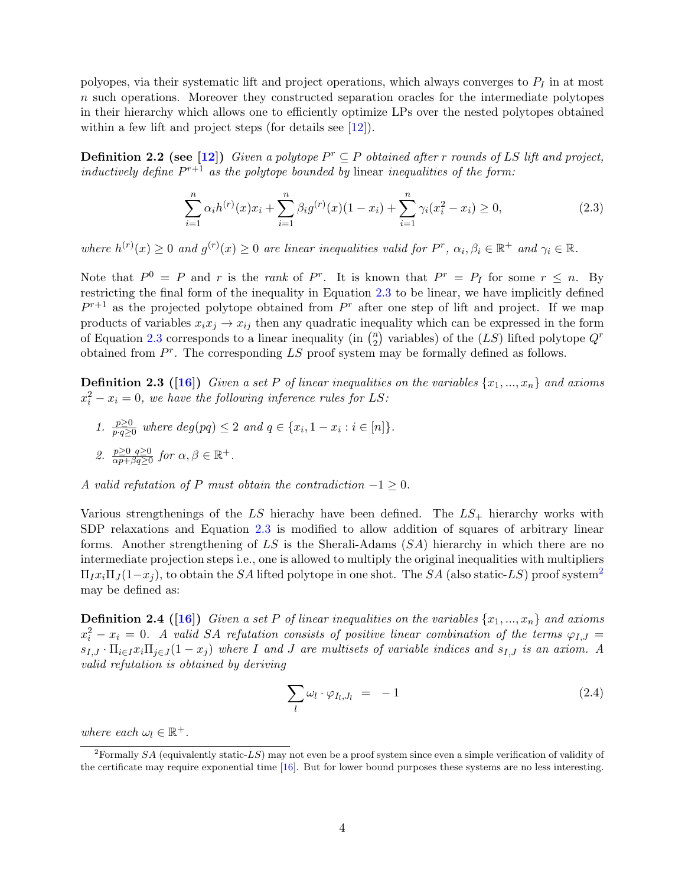polyopes, via their systematic lift and project operations, which always converges to $P_I$ in at most $n$ such operations. Moreover they constructed separation oracles for the intermediate polytopes in their hierarchy which allows one to efficiently optimize LPs over the nested polytopes obtained within a few lift and project steps (for details see [12]).

**Definition 2.2 (see [12])** *Given a polytope $P^r \subseteq P$ obtained after $r$ rounds of LS lift and project, inductively define $P^{r+1}$ as the polytope bounded by* linear *inequalities of the form:*

$$\sum_{i=1}^{n} \alpha_i h^{(r)}(x) x_i + \sum_{i=1}^{n} \beta_i g^{(r)}(x)(1 - x_i) + \sum_{i=1}^{n} \gamma_i (x_i^2 - x_i) \geq 0, \tag{2.3}$$

*where $h^{(r)}(x) \geq 0$ and $g^{(r)}(x) \geq 0$ are linear inequalities valid for $P^r$, $\alpha_i, \beta_i \in \mathbb{R}^+$ and $\gamma_i \in \mathbb{R}$.*

Note that $P^0 = P$ and $r$ is the *rank* of $P^r$. It is known that $P^r = P_I$ for some $r \leq n$. By restricting the final form of the inequality in Equation 2.3 to be linear, we have implicitly defined $P^{r+1}$ as the projected polytope obtained from $P^r$ after one step of lift and project. If we map products of variables $x_i x_j \to x_{ij}$ then any quadratic inequality which can be expressed in the form of Equation 2.3 corresponds to a linear inequality (in $\binom{n}{2}$ variables) of the $(LS)$ lifted polytope $Q^r$ obtained from $P^r$. The corresponding $LS$ proof system may be formally defined as follows.

**Definition 2.3 ([16])** *Given a set $P$ of linear inequalities on the variables $\{x_1, ..., x_n\}$ and axioms $x_i^2 - x_i = 0$, we have the following inference rules for LS:*

1. $\frac{p \geq 0}{p \cdot q \geq 0}$ *where $deg(pq) \leq 2$ and $q \in \{x_i, 1 - x_i : i \in [n]\}$.*
2. $\frac{p \geq 0 \;\; q \geq 0}{\alpha p + \beta q \geq 0}$ *for $\alpha, \beta \in \mathbb{R}^+$.*

*A valid refutation of $P$ must obtain the contradiction $-1 \geq 0$.*

Various strengthenings of the $LS$ hierachy have been defined. The $LS_+$ hierarchy works with SDP relaxations and Equation 2.3 is modified to allow addition of squares of arbitrary linear forms. Another strengthening of $LS$ is the Sherali-Adams $(SA)$ hierarchy in which there are no intermediate projection steps i.e., one is allowed to multiply the original inequalities with multipliers $\Pi_I x_i \Pi_J (1 - x_j)$, to obtain the $SA$ lifted polytope in one shot. The $SA$ (also static-$LS$) proof system[2] may be defined as:

**Definition 2.4 ([16])** *Given a set $P$ of linear inequalities on the variables $\{x_1, ..., x_n\}$ and axioms $x_i^2 - x_i = 0$. A valid SA refutation consists of positive linear combination of the terms $\varphi_{I,J} = s_{I,J} \cdot \Pi_{i \in I} x_i \Pi_{j \in J}(1 - x_j)$ where $I$ and $J$ are multisets of variable indices and $s_{I,J}$ is an axiom. A valid refutation is obtained by deriving*

$$\sum_{l} \omega_l \cdot \varphi_{I_l, J_l} \;\; = \;\; -1 \tag{2.4}$$

*where each $\omega_l \in \mathbb{R}^+$.*

[2] Formally $SA$ (equivalently static-$LS$) may not even be a proof system since even a simple verification of validity of the certificate may require exponential time [16]. But for lower bound purposes these systems are no less interesting.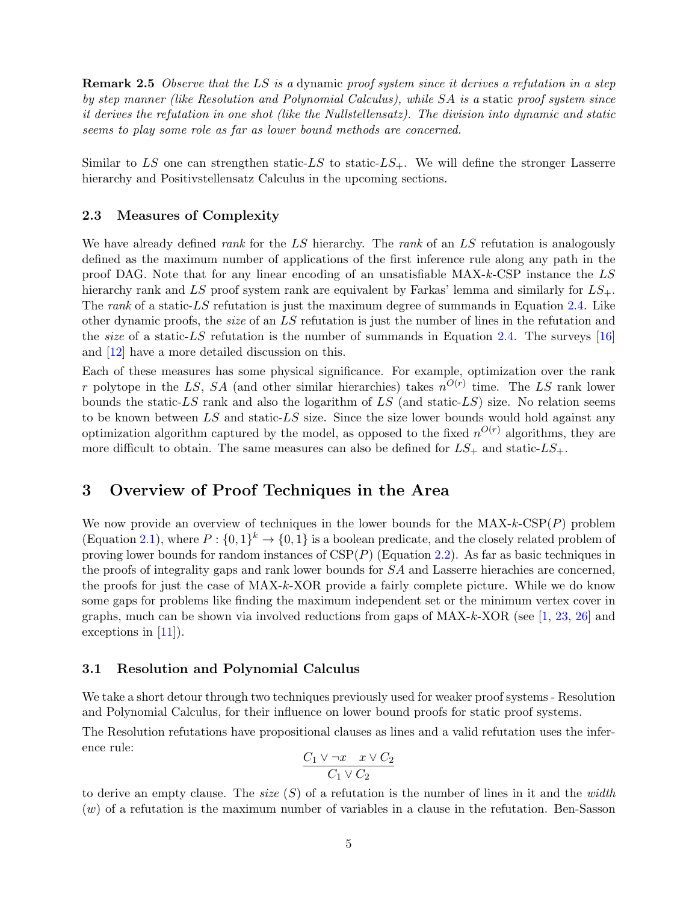**Remark 2.5** *Observe that the LS is a* dynamic *proof system since it derives a refutation in a step by step manner (like Resolution and Polynomial Calculus), while SA is a* static *proof system since it derives the refutation in one shot (like the Nullstellensatz). The division into dynamic and static seems to play some role as far as lower bound methods are concerned.*

Similar to $LS$ one can strengthen static-$LS$ to static-$LS_+$. We will define the stronger Lasserre hierarchy and Positivstellensatz Calculus in the upcoming sections.

### 2.3 Measures of Complexity

We have already defined *rank* for the $LS$ hierarchy. The *rank* of an $LS$ refutation is analogously defined as the maximum number of applications of the first inference rule along any path in the proof DAG. Note that for any linear encoding of an unsatisfiable MAX-$k$-CSP instance the $LS$ hierarchy rank and $LS$ proof system rank are equivalent by Farkas' lemma and similarly for $LS_+$. The *rank* of a static-$LS$ refutation is just the maximum degree of summands in Equation 2.4. Like other dynamic proofs, the *size* of an $LS$ refutation is just the number of lines in the refutation and the *size* of a static-$LS$ refutation is the number of summands in Equation 2.4. The surveys [16] and [12] have a more detailed discussion on this.

Each of these measures has some physical significance. For example, optimization over the rank $r$ polytope in the $LS$, $SA$ (and other similar hierarchies) takes $n^{O(r)}$ time. The $LS$ rank lower bounds the static-$LS$ rank and also the logarithm of $LS$ (and static-$LS$) size. No relation seems to be known between $LS$ and static-$LS$ size. Since the size lower bounds would hold against any optimization algorithm captured by the model, as opposed to the fixed $n^{O(r)}$ algorithms, they are more difficult to obtain. The same measures can also be defined for $LS_+$ and static-$LS_+$.

## 3 Overview of Proof Techniques in the Area

We now provide an overview of techniques in the lower bounds for the MAX-$k$-CSP($P$) problem (Equation 2.1), where $P : \{0,1\}^k \rightarrow \{0,1\}$ is a boolean predicate, and the closely related problem of proving lower bounds for random instances of CSP($P$) (Equation 2.2). As far as basic techniques in the proofs of integrality gaps and rank lower bounds for $SA$ and Lasserre hierachies are concerned, the proofs for just the case of MAX-$k$-XOR provide a fairly complete picture. While we do know some gaps for problems like finding the maximum independent set or the minimum vertex cover in graphs, much can be shown via involved reductions from gaps of MAX-$k$-XOR (see [1, 23, 26] and exceptions in [11]).

### 3.1 Resolution and Polynomial Calculus

We take a short detour through two techniques previously used for weaker proof systems - Resolution and Polynomial Calculus, for their influence on lower bound proofs for static proof systems.

The Resolution refutations have propositional clauses as lines and a valid refutation uses the inference rule:

$$\frac{C_1 \vee \neg x \quad x \vee C_2}{C_1 \vee C_2}$$

to derive an empty clause. The *size* ($S$) of a refutation is the number of lines in it and the *width* ($w$) of a refutation is the maximum number of variables in a clause in the refutation. Ben-Sasson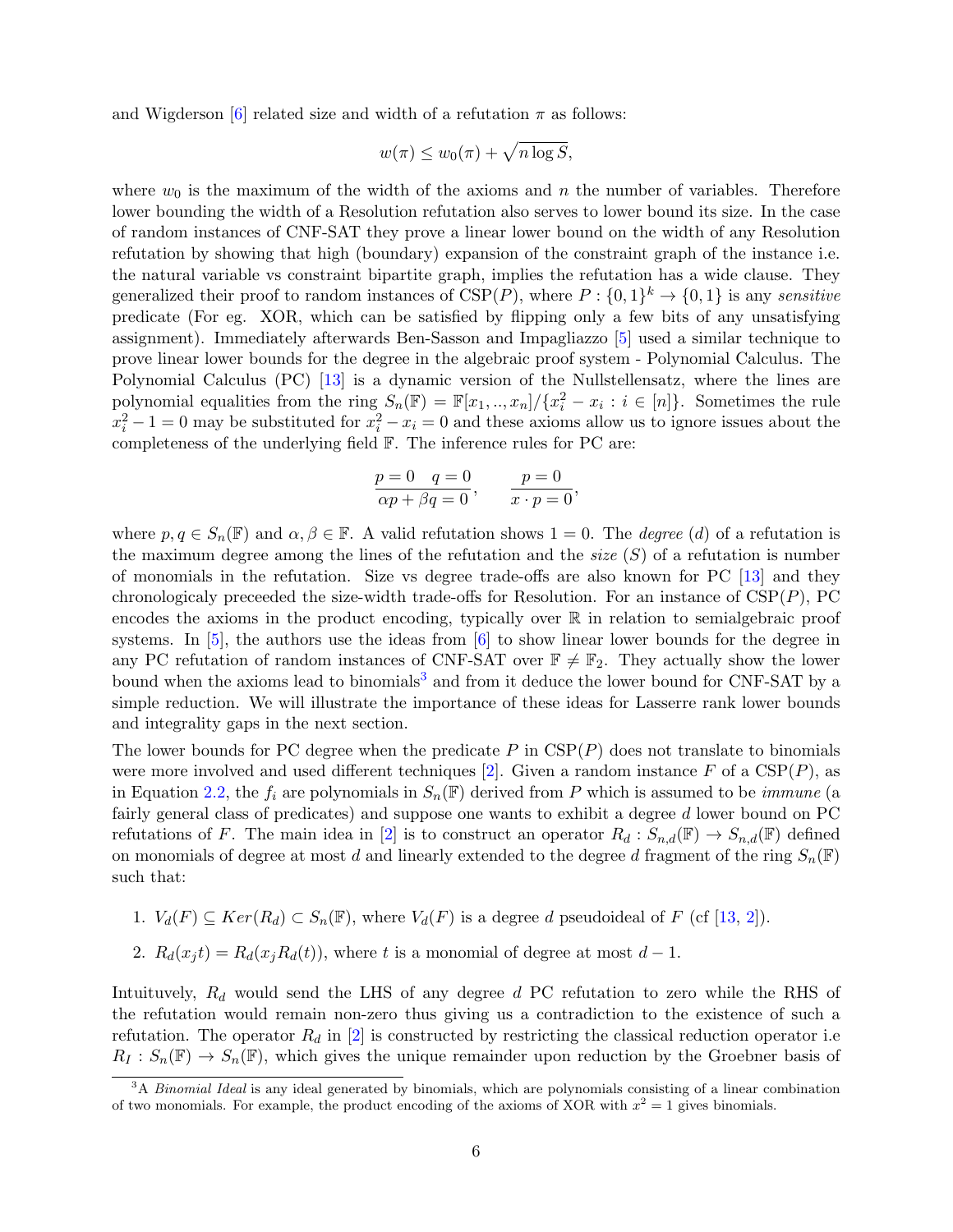and Wigderson [6] related size and width of a refutation $\pi$ as follows:

$$w(\pi) \leq w_0(\pi) + \sqrt{n \log S},$$

where $w_0$ is the maximum of the width of the axioms and $n$ the number of variables. Therefore lower bounding the width of a Resolution refutation also serves to lower bound its size. In the case of random instances of CNF-SAT they prove a linear lower bound on the width of any Resolution refutation by showing that high (boundary) expansion of the constraint graph of the instance i.e. the natural variable vs constraint bipartite graph, implies the refutation has a wide clause. They generalized their proof to random instances of CSP($P$), where $P : \{0,1\}^k \to \{0,1\}$ is any *sensitive* predicate (For eg. XOR, which can be satisfied by flipping only a few bits of any unsatisfying assignment). Immediately afterwards Ben-Sasson and Impagliazzo [5] used a similar technique to prove linear lower bounds for the degree in the algebraic proof system - Polynomial Calculus. The Polynomial Calculus (PC) [13] is a dynamic version of the Nullstellensatz, where the lines are polynomial equalities from the ring $S_n(\mathbb{F}) = \mathbb{F}[x_1, .., x_n]/\{x_i^2 - x_i : i \in [n]\}$. Sometimes the rule $x_i^2 - 1 = 0$ may be substituted for $x_i^2 - x_i = 0$ and these axioms allow us to ignore issues about the completeness of the underlying field $\mathbb{F}$. The inference rules for PC are:

$$\frac{p = 0 \quad q = 0}{\alpha p + \beta q = 0}, \qquad \frac{p = 0}{x \cdot p = 0},$$

where $p, q \in S_n(\mathbb{F})$ and $\alpha, \beta \in \mathbb{F}$. A valid refutation shows $1 = 0$. The *degree* ($d$) of a refutation is the maximum degree among the lines of the refutation and the *size* ($S$) of a refutation is number of monomials in the refutation. Size vs degree trade-offs are also known for PC [13] and they chronologicaly preceeded the size-width trade-offs for Resolution. For an instance of CSP($P$), PC encodes the axioms in the product encoding, typically over $\mathbb{R}$ in relation to semialgebraic proof systems. In [5], the authors use the ideas from [6] to show linear lower bounds for the degree in any PC refutation of random instances of CNF-SAT over $\mathbb{F} \neq \mathbb{F}_2$. They actually show the lower bound when the axioms lead to binomials[3] and from it deduce the lower bound for CNF-SAT by a simple reduction. We will illustrate the importance of these ideas for Lasserre rank lower bounds and integrality gaps in the next section.

The lower bounds for PC degree when the predicate $P$ in CSP($P$) does not translate to binomials were more involved and used different techniques [2]. Given a random instance $F$ of a CSP($P$), as in Equation 2.2, the $f_i$ are polynomials in $S_n(\mathbb{F})$ derived from $P$ which is assumed to be *immune* (a fairly general class of predicates) and suppose one wants to exhibit a degree $d$ lower bound on PC refutations of $F$. The main idea in [2] is to construct an operator $R_d : S_{n,d}(\mathbb{F}) \to S_{n,d}(\mathbb{F})$ defined on monomials of degree at most $d$ and linearly extended to the degree $d$ fragment of the ring $S_n(\mathbb{F})$ such that:

1. $V_d(F) \subseteq Ker(R_d) \subset S_n(\mathbb{F})$, where $V_d(F)$ is a degree $d$ pseudoideal of $F$ (cf [13, 2]).
2. $R_d(x_j t) = R_d(x_j R_d(t))$, where $t$ is a monomial of degree at most $d - 1$.

Intuitively, $R_d$ would send the LHS of any degree $d$ PC refutation to zero while the RHS of the refutation would remain non-zero thus giving us a contradiction to the existence of such a refutation. The operator $R_d$ in [2] is constructed by restricting the classical reduction operator i.e $R_I : S_n(\mathbb{F}) \to S_n(\mathbb{F})$, which gives the unique remainder upon reduction by the Groebner basis of

[3] A *Binomial Ideal* is any ideal generated by binomials, which are polynomials consisting of a linear combination of two monomials. For example, the product encoding of the axioms of XOR with $x^2 = 1$ gives binomials.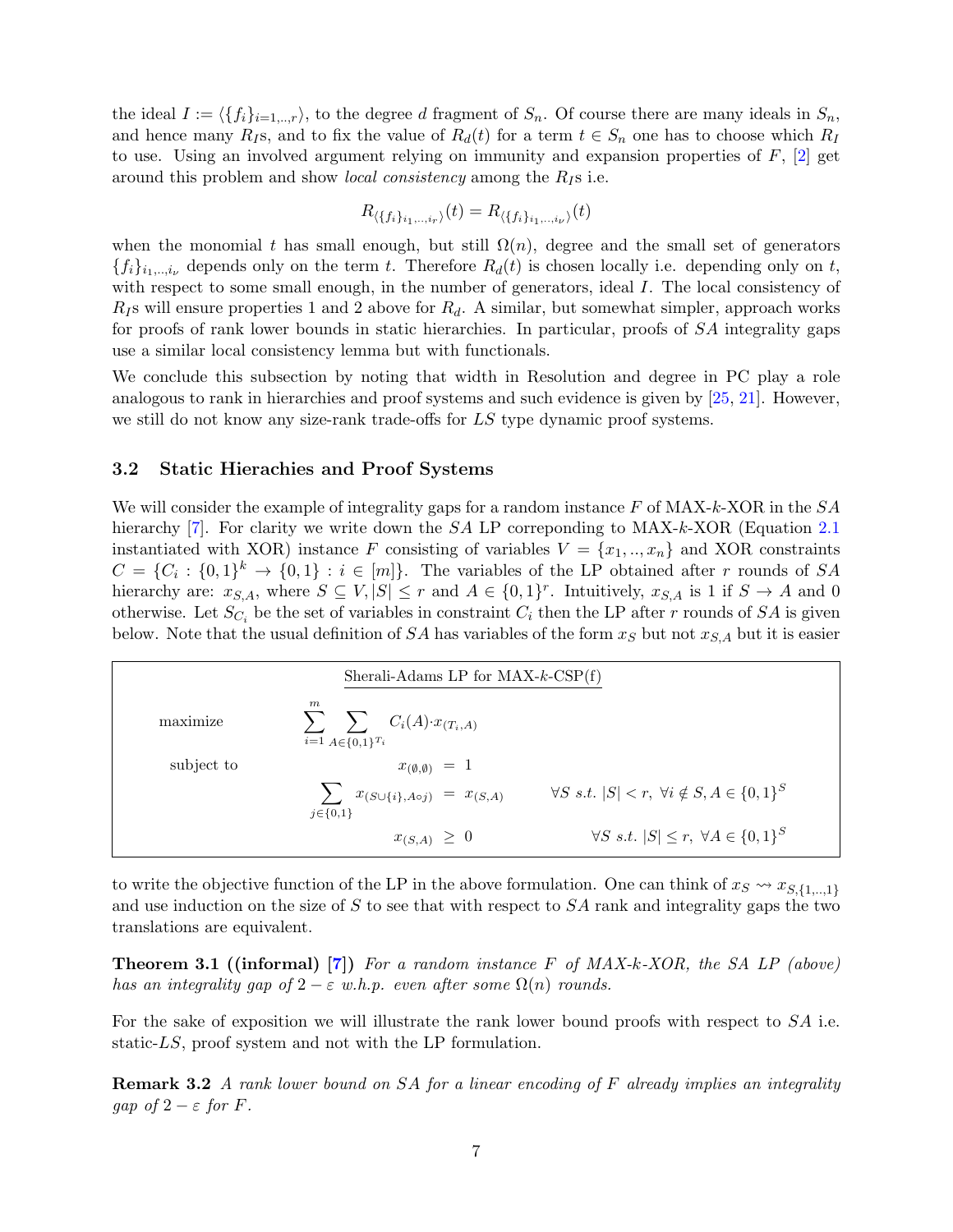the ideal $I := \langle \{f_i\}_{i=1,..,r} \rangle$, to the degree $d$ fragment of $S_n$. Of course there are many ideals in $S_n$, and hence many $R_I$s, and to fix the value of $R_d(t)$ for a term $t \in S_n$ one has to choose which $R_I$ to use. Using an involved argument relying on immunity and expansion properties of $F$, [2] get around this problem and show *local consistency* among the $R_I$s i.e.

$$R_{\langle \{f_i\}_{i_1,..,i_r} \rangle}(t) = R_{\langle \{f_i\}_{i_1,..,i_\nu} \rangle}(t)$$

when the monomial $t$ has small enough, but still $\Omega(n)$, degree and the small set of generators $\{f_i\}_{i_1,..,i_\nu}$ depends only on the term $t$. Therefore $R_d(t)$ is chosen locally i.e. depending only on $t$, with respect to some small enough, in the number of generators, ideal $I$. The local consistency of $R_I$s will ensure properties 1 and 2 above for $R_d$. A similar, but somewhat simpler, approach works for proofs of rank lower bounds in static hierarchies. In particular, proofs of $SA$ integrality gaps use a similar local consistency lemma but with functionals.

We conclude this subsection by noting that width in Resolution and degree in PC play a role analogous to rank in hierarchies and proof systems and such evidence is given by [25, 21]. However, we still do not know any size-rank trade-offs for $LS$ type dynamic proof systems.

### 3.2 Static Hierachies and Proof Systems

We will consider the example of integrality gaps for a random instance $F$ of MAX-$k$-XOR in the $SA$ hierarchy [7]. For clarity we write down the $SA$ LP correponding to MAX-$k$-XOR (Equation 2.1 instantiated with XOR) instance $F$ consisting of variables $V = \{x_1, .., x_n\}$ and XOR constraints $C = \{C_i : \{0,1\}^k \to \{0,1\} : i \in [m]\}$. The variables of the LP obtained after $r$ rounds of $SA$ hierarchy are: $x_{S,A}$, where $S \subseteq V, |S| \le r$ and $A \in \{0,1\}^r$. Intuitively, $x_{S,A}$ is 1 if $S \to A$ and 0 otherwise. Let $S_{C_i}$ be the set of variables in constraint $C_i$ then the LP after $r$ rounds of $SA$ is given below. Note that the usual definition of $SA$ has variables of the form $x_S$ but not $x_{S,A}$ but it is easier

**Sherali-Adams LP for MAX-$k$-CSP(f)**

$$\begin{array}{lrcll}
\text{maximize} & \displaystyle\sum_{i=1}^{m} \sum_{A \in \{0,1\}^{T_i}} C_i(A) \cdot x_{(T_i, A)} & & & \\
\text{subject to} & x_{(\emptyset,\emptyset)} & = & 1 & \\
& \displaystyle\sum_{j \in \{0,1\}} x_{(S \cup \{i\}, A \circ j)} & = & x_{(S,A)} & \forall S \ s.t.\ |S| < r,\ \forall i \notin S, A \in \{0,1\}^S \\
& x_{(S,A)} & \ge & 0 & \forall S \ s.t.\ |S| \le r,\ \forall A \in \{0,1\}^S
\end{array}$$

to write the objective function of the LP in the above formulation. One can think of $x_S \rightsquigarrow x_{S,\{1,..,1\}}$ and use induction on the size of $S$ to see that with respect to $SA$ rank and integrality gaps the two translations are equivalent.

**Theorem 3.1 ((informal) [7])** *For a random instance $F$ of MAX-$k$-XOR, the SA LP (above) has an integrality gap of $2 - \varepsilon$ w.h.p. even after some $\Omega(n)$ rounds.*

For the sake of exposition we will illustrate the rank lower bound proofs with respect to $SA$ i.e. static-$LS$, proof system and not with the LP formulation.

**Remark 3.2** *A rank lower bound on SA for a linear encoding of $F$ already implies an integrality gap of $2 - \varepsilon$ for $F$.*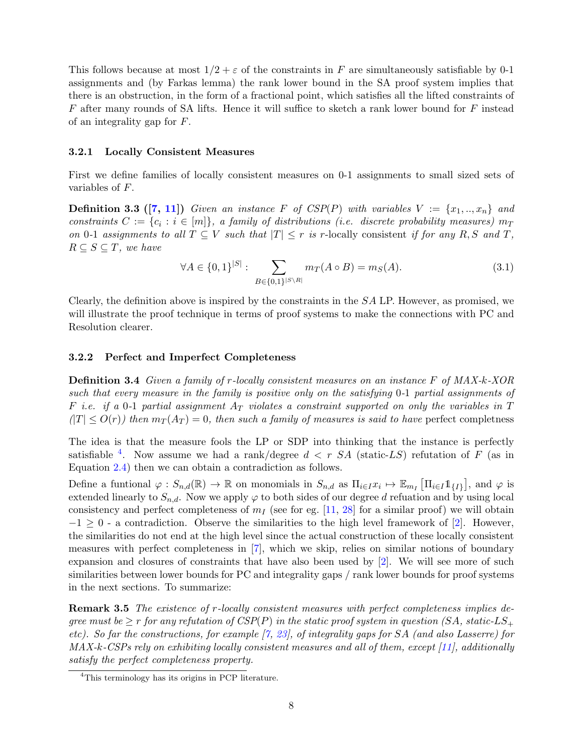This follows because at most $1/2 + \varepsilon$ of the constraints in $F$ are simultaneously satisfiable by 0-1 assignments and (by Farkas lemma) the rank lower bound in the SA proof system implies that there is an obstruction, in the form of a fractional point, which satisfies all the lifted constraints of $F$ after many rounds of SA lifts. Hence it will suffice to sketch a rank lower bound for $F$ instead of an integrality gap for $F$.

### 3.2.1 Locally Consistent Measures

First we define families of locally consistent measures on 0-1 assignments to small sized sets of variables of $F$.

**Definition 3.3 ([7, 11])** *Given an instance $F$ of $CSP(P)$ with variables $V := \{x_1, .., x_n\}$ and constraints $C := \{c_i : i \in [m]\}$, a family of distributions (i.e. discrete probability measures) $m_T$ on 0-1 assignments to all $T \subseteq V$ such that $|T| \leq r$ is r-*locally consistent *if for any $R, S$ and $T$, $R \subseteq S \subseteq T$, we have*

$$\forall A \in \{0,1\}^{|S|} : \sum_{B \in \{0,1\}^{|S \setminus R|}} m_T(A \circ B) = m_S(A). \tag{3.1}$$

Clearly, the definition above is inspired by the constraints in the $SA$ LP. However, as promised, we will illustrate the proof technique in terms of proof systems to make the connections with PC and Resolution clearer.

### 3.2.2 Perfect and Imperfect Completeness

**Definition 3.4** *Given a family of $r$-locally consistent measures on an instance $F$ of MAX-k-XOR such that every measure in the family is positive only on the satisfying 0-1 partial assignments of $F$ i.e. if a 0-1 partial assignment $A_T$ violates a constraint supported on only the variables in $T$ ($|T| \leq O(r)$) then $m_T(A_T) = 0$, then such a family of measures is said to have* perfect completness

The idea is that the measure fools the LP or SDP into thinking that the instance is perfectly satisfiable [4]. Now assume we had a rank/degree $d < r$ $SA$ (static-$LS$) refutation of $F$ (as in Equation 2.4) then we can obtain a contradiction as follows.

Define a funtional $\varphi : S_{n,d}(\mathbb{R}) \to \mathbb{R}$ on monomials in $S_{n,d}$ as $\Pi_{i \in I} x_i \mapsto \mathbb{E}_{m_I}\left[\Pi_{i \in I} \mathbb{1}_{\{I\}}\right]$, and $\varphi$ is extended linearly to $S_{n,d}$. Now we apply $\varphi$ to both sides of our degree $d$ refuation and by using local consistency and perfect completeness of $m_I$ (see for eg. [11, 28] for a similar proof) we will obtain $-1 \geq 0$ - a contradiction. Observe the similarities to the high level framework of [2]. However, the similarities do not end at the high level since the actual construction of these locally consistent measures with perfect completeness in [7], which we skip, relies on similar notions of boundary expansion and closures of constraints that have also been used by [2]. We will see more of such similarities between lower bounds for PC and integrality gaps / rank lower bounds for proof systems in the next sections. To summarize:

**Remark 3.5** *The existence of $r$-locally consistent measures with perfect completeness implies degree must be $\geq r$ for any refutation of $CSP(P)$ in the static proof system in question (SA, static-$LS_+$ etc). So far the constructions, for example [7, 23], of integrality gaps for SA (and also Lasserre) for MAX-k-CSPs rely on exhibiting locally consistent measures and all of them, except [11], additionally satisfy the perfect completeness property.*

[4] This terminology has its origins in PCP literature.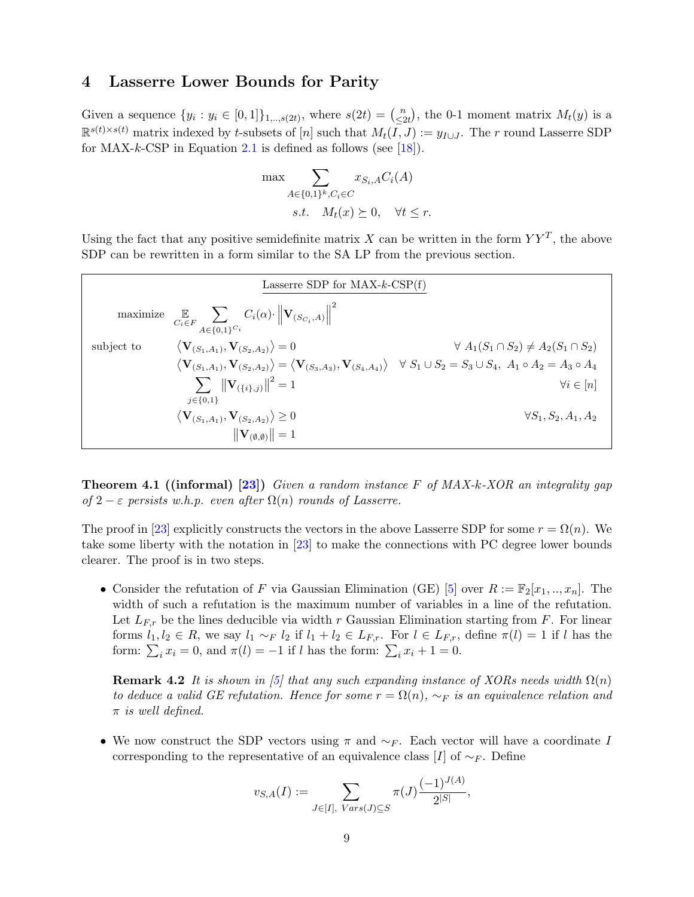## 4 Lasserre Lower Bounds for Parity

Given a sequence $\{y_i : y_i \in [0,1]\}_{1,..,s(2t)}$, where $s(2t) = \binom{n}{\leq 2t}$, the 0-1 moment matrix $M_t(y)$ is a $\mathbb{R}^{s(t)\times s(t)}$ matrix indexed by $t$-subsets of $[n]$ such that $M_t(I,J) := y_{I\cup J}$. The $r$ round Lasserre SDP for MAX-$k$-CSP in Equation 2.1 is defined as follows (see [18]).

$$\max \sum_{A\in\{0,1\}^k, C_i\in C} x_{S_i,A} C_i(A)$$
$$s.t. \quad M_t(x) \succeq 0, \quad \forall t \leq r.$$

Using the fact that any positive semidefinite matrix $X$ can be written in the form $YY^T$, the above SDP can be rewritten in a form similar to the SA LP from the previous section.

**Lasserre SDP for MAX-$k$-CSP(f)**

$$\text{maximize} \quad \mathop{\mathbb{E}}_{C_i\in F} \sum_{A\in\{0,1\}^{C_i}} C_i(\alpha)\cdot \left\|\mathbf{V}_{(S_{C_i},A)}\right\|^2$$

subject to

$$\langle \mathbf{V}_{(S_1,A_1)}, \mathbf{V}_{(S_2,A_2)}\rangle = 0 \qquad \forall\ A_1(S_1\cap S_2) \neq A_2(S_1\cap S_2)$$
$$\langle \mathbf{V}_{(S_1,A_1)}, \mathbf{V}_{(S_2,A_2)}\rangle = \langle \mathbf{V}_{(S_3,A_3)}, \mathbf{V}_{(S_4,A_4)}\rangle \qquad \forall\ S_1\cup S_2 = S_3\cup S_4,\ A_1\circ A_2 = A_3\circ A_4$$
$$\sum_{j\in\{0,1\}} \left\|\mathbf{V}_{(\{i\},j)}\right\|^2 = 1 \qquad \forall i\in[n]$$
$$\langle \mathbf{V}_{(S_1,A_1)}, \mathbf{V}_{(S_2,A_2)}\rangle \geq 0 \qquad \forall S_1,S_2,A_1,A_2$$
$$\left\|\mathbf{V}_{(\emptyset,\emptyset)}\right\| = 1$$

**Theorem 4.1 ((informal) [23])** *Given a random instance $F$ of MAX-$k$-XOR an integrality gap of $2-\varepsilon$ persists w.h.p. even after $\Omega(n)$ rounds of Lasserre.*

The proof in [23] explicitly constructs the vectors in the above Lasserre SDP for some $r = \Omega(n)$. We take some liberty with the notation in [23] to make the connections with PC degree lower bounds clearer. The proof is in two steps.

- Consider the refutation of $F$ via Gaussian Elimination (GE) [5] over $R := \mathbb{F}_2[x_1,..,x_n]$. The width of such a refutation is the maximum number of variables in a line of the refutation. Let $L_{F,r}$ be the lines deducible via width $r$ Gaussian Elimination starting from $F$. For linear forms $l_1, l_2 \in R$, we say $l_1 \sim_F l_2$ if $l_1 + l_2 \in L_{F,r}$. For $l \in L_{F,r}$, define $\pi(l) = 1$ if $l$ has the form: $\sum_i x_i = 0$, and $\pi(l) = -1$ if $l$ has the form: $\sum_i x_i + 1 = 0$.

  **Remark 4.2** *It is shown in [5] that any such expanding instance of XORs needs width $\Omega(n)$ to deduce a valid GE refutation. Hence for some $r = \Omega(n)$, $\sim_F$ is an equivalence relation and $\pi$ is well defined.*

- We now construct the SDP vectors using $\pi$ and $\sim_F$. Each vector will have a coordinate $I$ corresponding to the representative of an equivalence class $[I]$ of $\sim_F$. Define

$$v_{S,A}(I) := \sum_{J\in[I],\ Vars(J)\subseteq S} \pi(J)\frac{(-1)^{J(A)}}{2^{|S|}},$$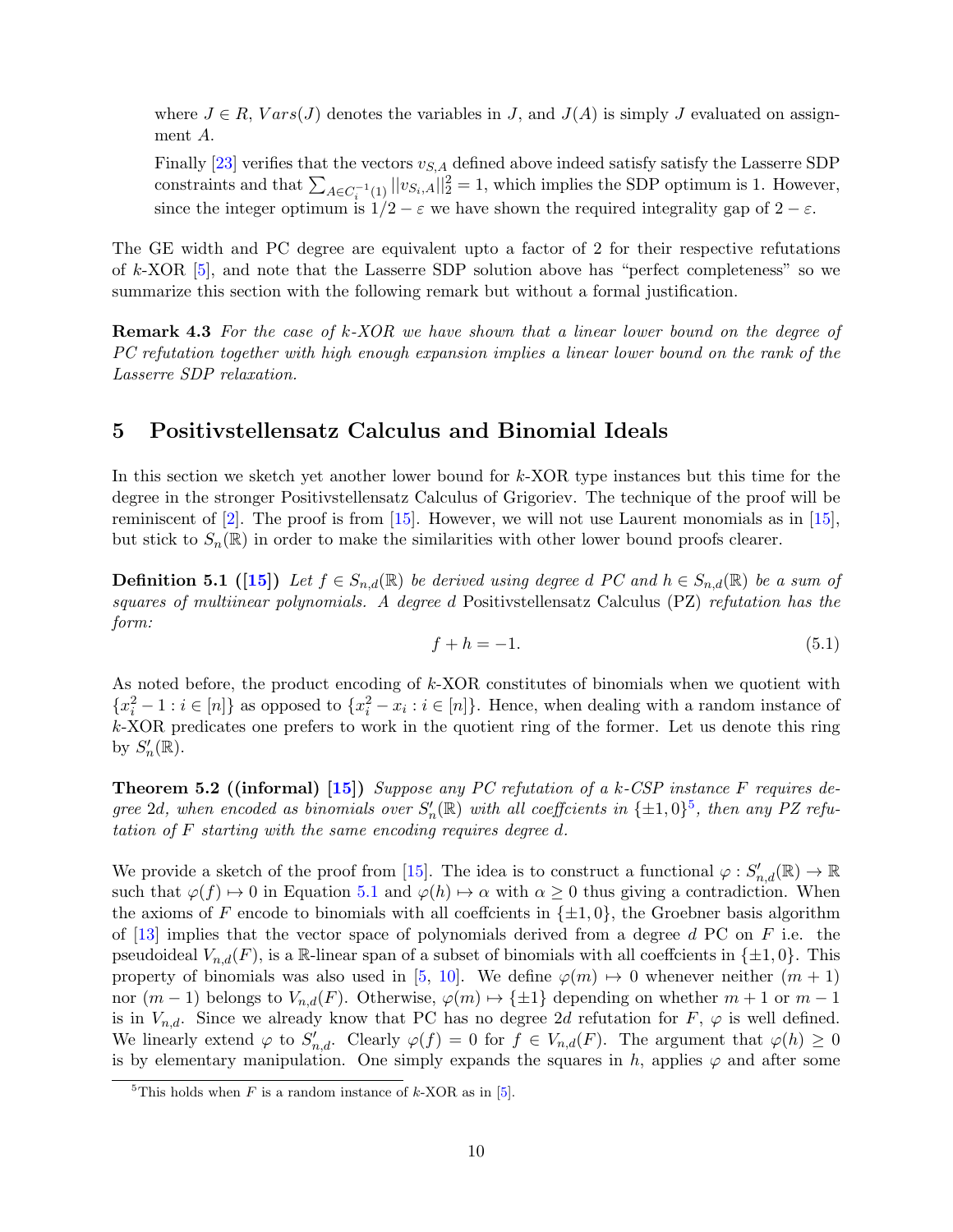where $J \in R$, $Vars(J)$ denotes the variables in $J$, and $J(A)$ is simply $J$ evaluated on assignment $A$.

Finally [23] verifies that the vectors $v_{S,A}$ defined above indeed satisfy satisfy the Lasserre SDP constraints and that $\sum_{A \in C_i^{-1}(1)} ||v_{S_i,A}||_2^2 = 1$, which implies the SDP optimum is 1. However, since the integer optimum is $1/2 - \varepsilon$ we have shown the required integrality gap of $2 - \varepsilon$.

The GE width and PC degree are equivalent upto a factor of 2 for their respective refutations of $k$-XOR [5], and note that the Lasserre SDP solution above has "perfect completeness" so we summarize this section with the following remark but without a formal justification.

**Remark 4.3** *For the case of $k$-XOR we have shown that a linear lower bound on the degree of PC refutation together with high enough expansion implies a linear lower bound on the rank of the Lasserre SDP relaxation.*

## 5 Positivstellensatz Calculus and Binomial Ideals

In this section we sketch yet another lower bound for $k$-XOR type instances but this time for the degree in the stronger Positivstellensatz Calculus of Grigoriev. The technique of the proof will be reminiscent of [2]. The proof is from [15]. However, we will not use Laurent monomials as in [15], but stick to $S_n(\mathbb{R})$ in order to make the similarities with other lower bound proofs clearer.

**Definition 5.1 ([15])** *Let $f \in S_{n,d}(\mathbb{R})$ be derived using degree $d$ PC and $h \in S_{n,d}(\mathbb{R})$ be a sum of squares of multiinear polynomials. A degree $d$ Positivstellensatz Calculus (PZ) refutation has the form:*

$$f + h = -1. \tag{5.1}$$

As noted before, the product encoding of $k$-XOR constitutes of binomials when we quotient with $\{x_i^2 - 1 : i \in [n]\}$ as opposed to $\{x_i^2 - x_i : i \in [n]\}$. Hence, when dealing with a random instance of $k$-XOR predicates one prefers to work in the quotient ring of the former. Let us denote this ring by $S'_n(\mathbb{R})$.

**Theorem 5.2 ((informal) [15])** *Suppose any PC refutation of a $k$-CSP instance $F$ requires degree $2d$, when encoded as binomials over $S'_n(\mathbb{R})$ with all coeffcients in $\{\pm 1, 0\}$[5], then any PZ refutation of $F$ starting with the same encoding requires degree $d$.*

We provide a sketch of the proof from [15]. The idea is to construct a functional $\varphi : S'_{n,d}(\mathbb{R}) \to \mathbb{R}$ such that $\varphi(f) \mapsto 0$ in Equation 5.1 and $\varphi(h) \mapsto \alpha$ with $\alpha \geq 0$ thus giving a contradiction. When the axioms of $F$ encode to binomials with all coeffcients in $\{\pm 1, 0\}$, the Groebner basis algorithm of [13] implies that the vector space of polynomials derived from a degree $d$ PC on $F$ i.e. the pseudoideal $V_{n,d}(F)$, is a $\mathbb{R}$-linear span of a subset of binomials with all coeffcients in $\{\pm 1, 0\}$. This property of binomials was also used in [5, 10]. We define $\varphi(m) \mapsto 0$ whenever neither $(m+1)$ nor $(m-1)$ belongs to $V_{n,d}(F)$. Otherwise, $\varphi(m) \mapsto \{\pm 1\}$ depending on whether $m+1$ or $m-1$ is in $V_{n,d}$. Since we already know that PC has no degree $2d$ refutation for $F$, $\varphi$ is well defined. We linearly extend $\varphi$ to $S'_{n,d}$. Clearly $\varphi(f) = 0$ for $f \in V_{n,d}(F)$. The argument that $\varphi(h) \geq 0$ is by elementary manipulation. One simply expands the squares in $h$, applies $\varphi$ and after some

[5]This holds when $F$ is a random instance of $k$-XOR as in [5].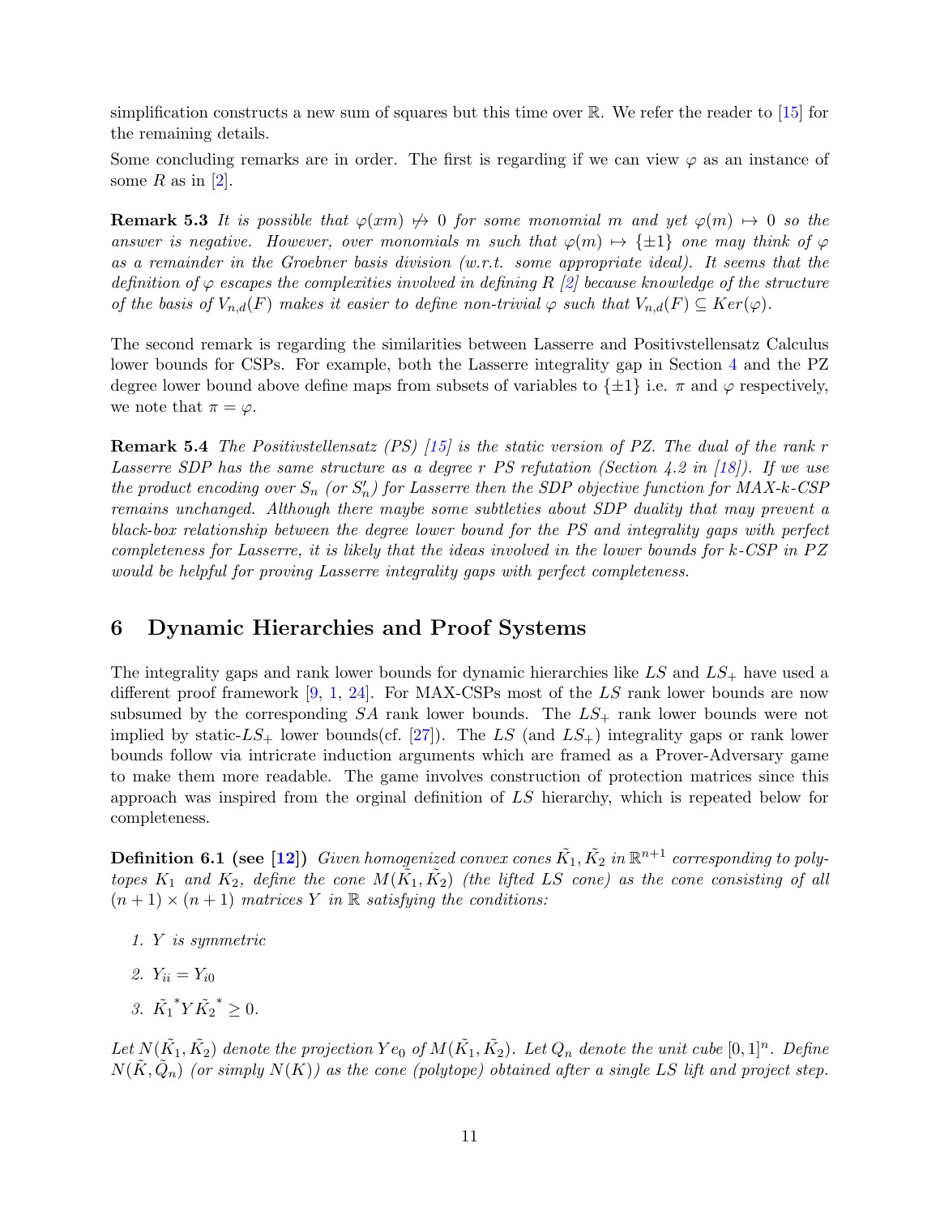simplification constructs a new sum of squares but this time over $\mathbb{R}$. We refer the reader to [15] for the remaining details.

Some concluding remarks are in order. The first is regarding if we can view $\varphi$ as an instance of some $R$ as in [2].

**Remark 5.3** *It is possible that $\varphi(xm) \not\mapsto 0$ for some monomial $m$ and yet $\varphi(m) \mapsto 0$ so the answer is negative. However, over monomials $m$ such that $\varphi(m) \mapsto \{\pm 1\}$ one may think of $\varphi$ as a remainder in the Groebner basis division (w.r.t. some appropriate ideal). It seems that the definition of $\varphi$ escapes the complexities involved in defining $R$ [2] because knowledge of the structure of the basis of $V_{n,d}(F)$ makes it easier to define non-trivial $\varphi$ such that $V_{n,d}(F) \subseteq Ker(\varphi)$.*

The second remark is regarding the similarities between Lasserre and Positivstellensatz Calculus lower bounds for CSPs. For example, both the Lasserre integrality gap in Section 4 and the PZ degree lower bound above define maps from subsets of variables to $\{\pm 1\}$ i.e. $\pi$ and $\varphi$ respectively, we note that $\pi = \varphi$.

**Remark 5.4** *The Positivstellensatz (PS) [15] is the static version of PZ. The dual of the rank $r$ Lasserre SDP has the same structure as a degree $r$ PS refutation (Section 4.2 in [18]). If we use the product encoding over $S_n$ (or $S'_n$) for Lasserre then the SDP objective function for MAX-k-CSP remains unchanged. Although there maybe some subtleties about SDP duality that may prevent a black-box relationship between the degree lower bound for the PS and integrality gaps with perfect completeness for Lasserre, it is likely that the ideas involved in the lower bounds for k-CSP in PZ would be helpful for proving Lasserre integrality gaps with perfect completeness.*

# 6 Dynamic Hierarchies and Proof Systems

The integrality gaps and rank lower bounds for dynamic hierarchies like $LS$ and $LS_+$ have used a different proof framework [9, 1, 24]. For MAX-CSPs most of the $LS$ rank lower bounds are now subsumed by the corresponding $SA$ rank lower bounds. The $LS_+$ rank lower bounds were not implied by static-$LS_+$ lower bounds(cf. [27]). The $LS$ (and $LS_+$) integrality gaps or rank lower bounds follow via intricrate induction arguments which are framed as a Prover-Adversary game to make them more readable. The game involves construction of protection matrices since this approach was inspired from the orginal definition of $LS$ hierarchy, which is repeated below for completeness.

**Definition 6.1 (see [12])** *Given homogenized convex cones $\tilde{K_1}, \tilde{K_2}$ in $\mathbb{R}^{n+1}$ corresponding to polytopes $K_1$ and $K_2$, define the cone $M(\tilde{K_1}, \tilde{K_2})$ (the lifted LS cone) as the cone consisting of all $(n+1) \times (n+1)$ matrices $Y$ in $\mathbb{R}$ satisfying the conditions:*

1. *$Y$ is symmetric*
2. *$Y_{ii} = Y_{i0}$*
3. *$\tilde{K_1}^* Y \tilde{K_2}^* \geq 0$.*

*Let $N(\tilde{K_1}, \tilde{K_2})$ denote the projection $Ye_0$ of $M(\tilde{K_1}, \tilde{K_2})$. Let $Q_n$ denote the unit cube $[0,1]^n$. Define $N(\tilde{K}, \tilde{Q_n})$ (or simply $N(K)$) as the cone (polytope) obtained after a single LS lift and project step.*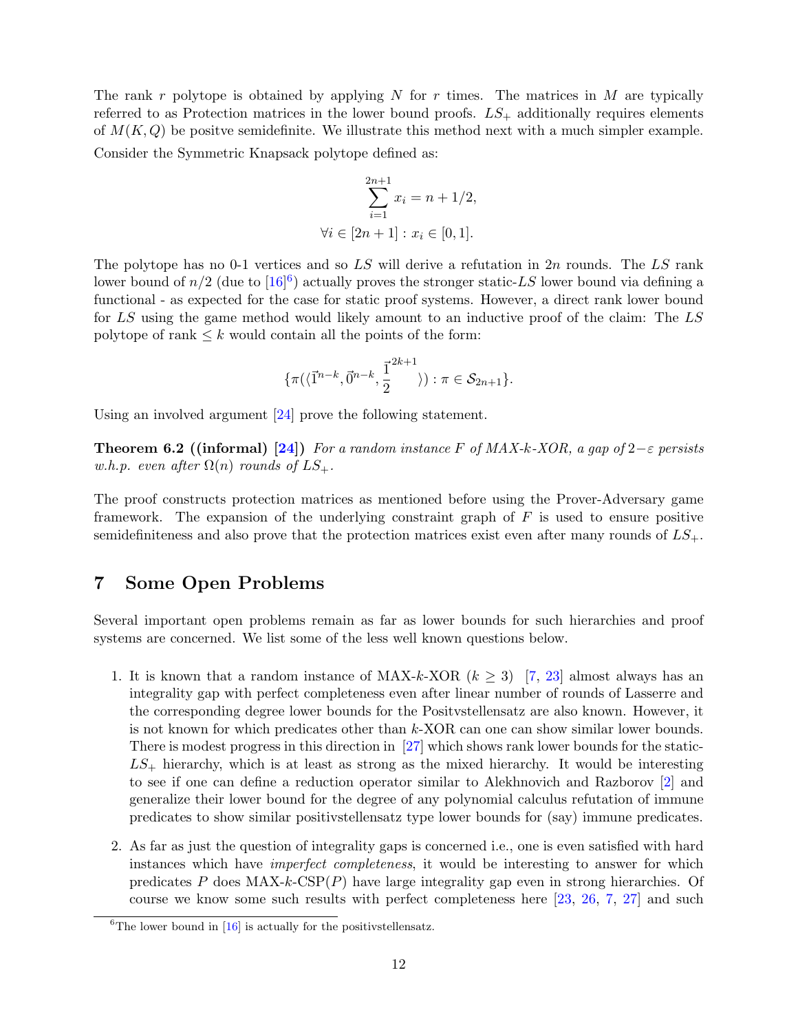The rank $r$ polytope is obtained by applying $N$ for $r$ times. The matrices in $M$ are typically referred to as Protection matrices in the lower bound proofs. $LS_+$ additionally requires elements of $M(K, Q)$ be positve semidefinite. We illustrate this method next with a much simpler example. Consider the Symmetric Knapsack polytope defined as:

$$\sum_{i=1}^{2n+1} x_i = n + 1/2,$$
$$\forall i \in [2n+1] : x_i \in [0, 1].$$

The polytope has no 0-1 vertices and so $LS$ will derive a refutation in $2n$ rounds. The $LS$ rank lower bound of $n/2$ (due to [16][6]) actually proves the stronger static-$LS$ lower bound via defining a functional - as expected for the case for static proof systems. However, a direct rank lower bound for $LS$ using the game method would likely amount to an inductive proof of the claim: The $LS$ polytope of rank $\leq k$ would contain all the points of the form:

$$\{\pi(\langle \vec{1}^{n-k}, \vec{0}^{n-k}, \frac{\vec{1}}{2}^{2k+1} \rangle) : \pi \in \mathcal{S}_{2n+1}\}.$$

Using an involved argument [24] prove the following statement.

**Theorem 6.2 ((informal) [24])** *For a random instance $F$ of MAX-k-XOR, a gap of $2-\varepsilon$ persists w.h.p. even after $\Omega(n)$ rounds of $LS_+$.*

The proof constructs protection matrices as mentioned before using the Prover-Adversary game framework. The expansion of the underlying constraint graph of $F$ is used to ensure positive semidefiniteness and also prove that the protection matrices exist even after many rounds of $LS_+$.

# 7 Some Open Problems

Several important open problems remain as far as lower bounds for such hierarchies and proof systems are concerned. We list some of the less well known questions below.

1. It is known that a random instance of MAX-$k$-XOR ($k \geq 3$) [7, 23] almost always has an integrality gap with perfect completeness even after linear number of rounds of Lasserre and the corresponding degree lower bounds for the Positvstellensatz are also known. However, it is not known for which predicates other than $k$-XOR can one can show similar lower bounds. There is modest progress in this direction in [27] which shows rank lower bounds for the static-$LS_+$ hierarchy, which is at least as strong as the mixed hierarchy. It would be interesting to see if one can define a reduction operator similar to Alekhnovich and Razborov [2] and generalize their lower bound for the degree of any polynomial calculus refutation of immune predicates to show similar positivstellensatz type lower bounds for (say) immune predicates.

2. As far as just the question of integrality gaps is concerned i.e., one is even satisfied with hard instances which have *imperfect completeness*, it would be interesting to answer for which predicates $P$ does MAX-$k$-CSP($P$) have large integrality gap even in strong hierarchies. Of course we know some such results with perfect completeness here [23, 26, 7, 27] and such

[6] The lower bound in [16] is actually for the positivstellensatz.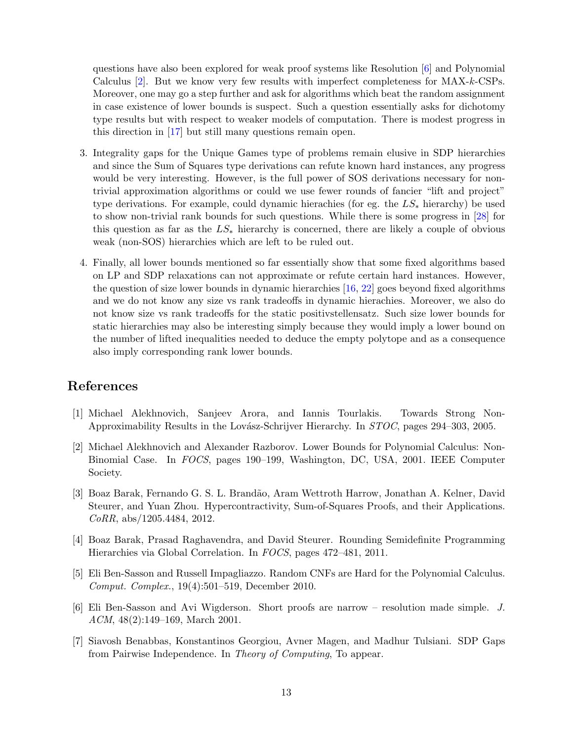questions have also been explored for weak proof systems like Resolution [6] and Polynomial Calculus [2]. But we know very few results with imperfect completeness for MAX-$k$-CSPs. Moreover, one may go a step further and ask for algorithms which beat the random assignment in case existence of lower bounds is suspect. Such a question essentially asks for dichotomy type results but with respect to weaker models of computation. There is modest progress in this direction in [17] but still many questions remain open.

3. Integrality gaps for the Unique Games type of problems remain elusive in SDP hierarchies and since the Sum of Squares type derivations can refute known hard instances, any progress would be very interesting. However, is the full power of SOS derivations necessary for non-trivial approximation algorithms or could we use fewer rounds of fancier "lift and project" type derivations. For example, could dynamic hierachies (for eg. the $LS_*$ hierarchy) be used to show non-trivial rank bounds for such questions. While there is some progress in [28] for this question as far as the $LS_*$ hierarchy is concerned, there are likely a couple of obvious weak (non-SOS) hierarchies which are left to be ruled out.

4. Finally, all lower bounds mentioned so far essentially show that some fixed algorithms based on LP and SDP relaxations can not approximate or refute certain hard instances. However, the question of size lower bounds in dynamic hierarchies [16, 22] goes beyond fixed algorithms and we do not know any size vs rank tradeoffs in dynamic hierachies. Moreover, we also do not know size vs rank tradeoffs for the static positivstellensatz. Such size lower bounds for static hierarchies may also be interesting simply because they would imply a lower bound on the number of lifted inequalities needed to deduce the empty polytope and as a consequence also imply corresponding rank lower bounds.

## References

[1] Michael Alekhnovich, Sanjeev Arora, and Iannis Tourlakis. Towards Strong Non-Approximability Results in the Lovász-Schrijver Hierarchy. In *STOC*, pages 294–303, 2005.

[2] Michael Alekhnovich and Alexander Razborov. Lower Bounds for Polynomial Calculus: Non-Binomial Case. In *FOCS*, pages 190–199, Washington, DC, USA, 2001. IEEE Computer Society.

[3] Boaz Barak, Fernando G. S. L. Brandão, Aram Wettroth Harrow, Jonathan A. Kelner, David Steurer, and Yuan Zhou. Hypercontractivity, Sum-of-Squares Proofs, and their Applications. *CoRR*, abs/1205.4484, 2012.

[4] Boaz Barak, Prasad Raghavendra, and David Steurer. Rounding Semidefinite Programming Hierarchies via Global Correlation. In *FOCS*, pages 472–481, 2011.

[5] Eli Ben-Sasson and Russell Impagliazzo. Random CNFs are Hard for the Polynomial Calculus. *Comput. Complex.*, 19(4):501–519, December 2010.

[6] Eli Ben-Sasson and Avi Wigderson. Short proofs are narrow – resolution made simple. *J. ACM*, 48(2):149–169, March 2001.

[7] Siavosh Benabbas, Konstantinos Georgiou, Avner Magen, and Madhur Tulsiani. SDP Gaps from Pairwise Independence. In *Theory of Computing*, To appear.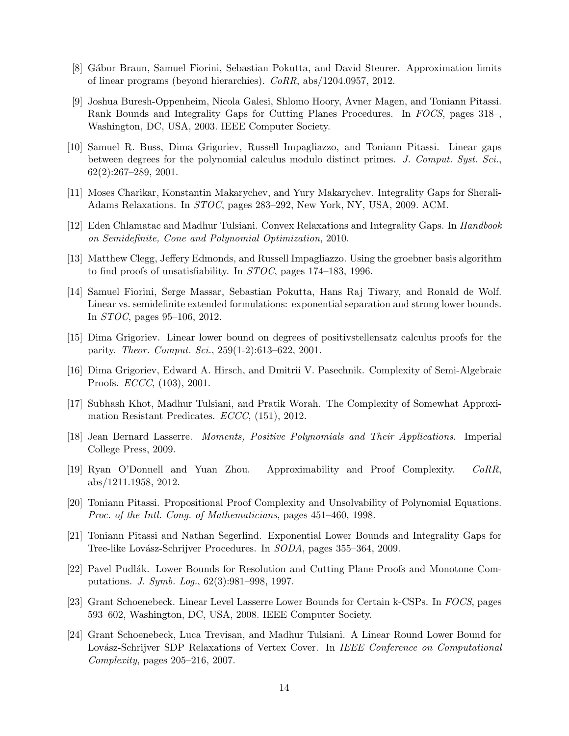[8] Gábor Braun, Samuel Fiorini, Sebastian Pokutta, and David Steurer. Approximation limits of linear programs (beyond hierarchies). *CoRR*, abs/1204.0957, 2012.

[9] Joshua Buresh-Oppenheim, Nicola Galesi, Shlomo Hoory, Avner Magen, and Toniann Pitassi. Rank Bounds and Integrality Gaps for Cutting Planes Procedures. In *FOCS*, pages 318–, Washington, DC, USA, 2003. IEEE Computer Society.

[10] Samuel R. Buss, Dima Grigoriev, Russell Impagliazzo, and Toniann Pitassi. Linear gaps between degrees for the polynomial calculus modulo distinct primes. *J. Comput. Syst. Sci.*, 62(2):267–289, 2001.

[11] Moses Charikar, Konstantin Makarychev, and Yury Makarychev. Integrality Gaps for Sherali-Adams Relaxations. In *STOC*, pages 283–292, New York, NY, USA, 2009. ACM.

[12] Eden Chlamatac and Madhur Tulsiani. Convex Relaxations and Integrality Gaps. In *Handbook on Semidefinite, Cone and Polynomial Optimization*, 2010.

[13] Matthew Clegg, Jeffery Edmonds, and Russell Impagliazzo. Using the groebner basis algorithm to find proofs of unsatisfiability. In *STOC*, pages 174–183, 1996.

[14] Samuel Fiorini, Serge Massar, Sebastian Pokutta, Hans Raj Tiwary, and Ronald de Wolf. Linear vs. semidefinite extended formulations: exponential separation and strong lower bounds. In *STOC*, pages 95–106, 2012.

[15] Dima Grigoriev. Linear lower bound on degrees of positivstellensatz calculus proofs for the parity. *Theor. Comput. Sci.*, 259(1-2):613–622, 2001.

[16] Dima Grigoriev, Edward A. Hirsch, and Dmitrii V. Pasechnik. Complexity of Semi-Algebraic Proofs. *ECCC*, (103), 2001.

[17] Subhash Khot, Madhur Tulsiani, and Pratik Worah. The Complexity of Somewhat Approximation Resistant Predicates. *ECCC*, (151), 2012.

[18] Jean Bernard Lasserre. *Moments, Positive Polynomials and Their Applications*. Imperial College Press, 2009.

[19] Ryan O'Donnell and Yuan Zhou. Approximability and Proof Complexity. *CoRR*, abs/1211.1958, 2012.

[20] Toniann Pitassi. Propositional Proof Complexity and Unsolvability of Polynomial Equations. *Proc. of the Intl. Cong. of Mathematicians*, pages 451–460, 1998.

[21] Toniann Pitassi and Nathan Segerlind. Exponential Lower Bounds and Integrality Gaps for Tree-like Lovász-Schrijver Procedures. In *SODA*, pages 355–364, 2009.

[22] Pavel Pudlák. Lower Bounds for Resolution and Cutting Plane Proofs and Monotone Computations. *J. Symb. Log.*, 62(3):981–998, 1997.

[23] Grant Schoenebeck. Linear Level Lasserre Lower Bounds for Certain k-CSPs. In *FOCS*, pages 593–602, Washington, DC, USA, 2008. IEEE Computer Society.

[24] Grant Schoenebeck, Luca Trevisan, and Madhur Tulsiani. A Linear Round Lower Bound for Lovász-Schrijver SDP Relaxations of Vertex Cover. In *IEEE Conference on Computational Complexity*, pages 205–216, 2007.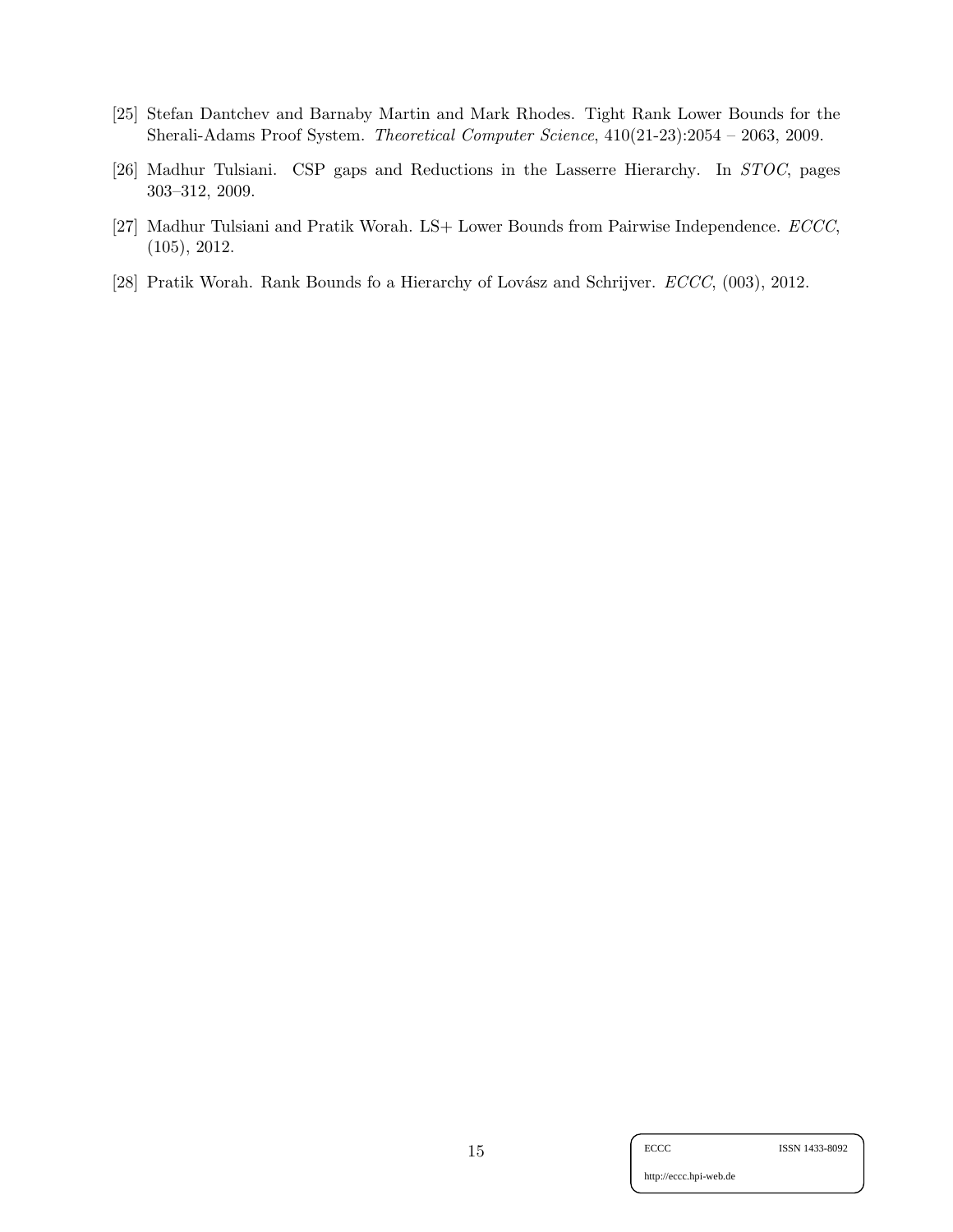[25] Stefan Dantchev and Barnaby Martin and Mark Rhodes. Tight Rank Lower Bounds for the Sherali-Adams Proof System. *Theoretical Computer Science*, 410(21-23):2054 – 2063, 2009.

[26] Madhur Tulsiani. CSP gaps and Reductions in the Lasserre Hierarchy. In *STOC*, pages 303–312, 2009.

[27] Madhur Tulsiani and Pratik Worah. LS+ Lower Bounds from Pairwise Independence. *ECCC*, (105), 2012.

[28] Pratik Worah. Rank Bounds fo a Hierarchy of Lovász and Schrijver. *ECCC*, (003), 2012.